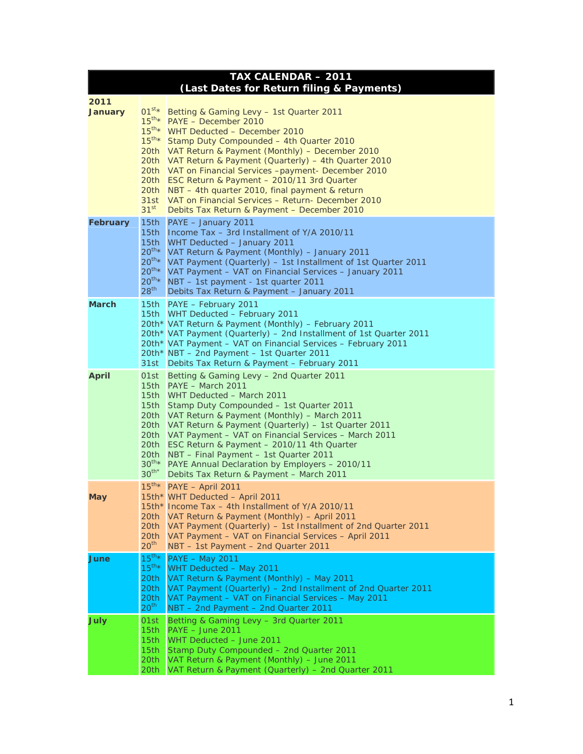| TAX CALENDAR – 2011 (Last Dates for Return filing & Payments) | | |
|---|---|---|
| **2011 January** | 01st* | Betting & Gaming Levy – 1st Quarter 2011 |
| | 15th* | PAYE – December 2010 |
| | 15th* | WHT Deducted – December 2010 |
| | 15th* | Stamp Duty Compounded – 4th Quarter 2010 |
| | 20th | VAT Return & Payment (Monthly) – December 2010 |
| | 20th | VAT Return & Payment (Quarterly) – 4th Quarter 2010 |
| | 20th | VAT on Financial Services –payment- December 2010 |
| | 20th | ESC Return & Payment – 2010/11 3rd Quarter |
| | 20th | NBT – 4th quarter 2010, final payment & return |
| | 31st | VAT on Financial Services – Return- December 2010 |
| | 31st | Debits Tax Return & Payment – December 2010 |
| **February** | 15th | PAYE – January 2011 |
| | 15th | Income Tax – 3rd Installment of Y/A 2010/11 |
| | 15th | WHT Deducted – January 2011 |
| | 20th* | VAT Return & Payment (Monthly) – January 2011 |
| | 20th* | VAT Payment (Quarterly) – 1st Installment of 1st Quarter 2011 |
| | 20th* | VAT Payment – VAT on Financial Services – January 2011 |
| | 20th* | NBT – 1st payment - 1st quarter 2011 |
| | 28th | Debits Tax Return & Payment – January 2011 |
| **March** | 15th | PAYE – February 2011 |
| | 15th | WHT Deducted – February 2011 |
| | 20th* | VAT Return & Payment (Monthly) – February 2011 |
| | 20th* | VAT Payment (Quarterly) – 2nd Installment of 1st Quarter 2011 |
| | 20th* | VAT Payment – VAT on Financial Services – February 2011 |
| | 20th* | NBT – 2nd Payment – 1st Quarter 2011 |
| | 31st | Debits Tax Return & Payment – February 2011 |
| **April** | 01st | Betting & Gaming Levy – 2nd Quarter 2011 |
| | 15th | PAYE – March 2011 |
| | 15th | WHT Deducted – March 2011 |
| | 15th | Stamp Duty Compounded – 1st Quarter 2011 |
| | 20th | VAT Return & Payment (Monthly) – March 2011 |
| | 20th | VAT Return & Payment (Quarterly) – 1st Quarter 2011 |
| | 20th | VAT Payment – VAT on Financial Services – March 2011 |
| | 20th | ESC Return & Payment – 2010/11 4th Quarter |
| | 20th | NBT – Final Payment – 1st Quarter 2011 |
| | 30th* | PAYE Annual Declaration by Employers – 2010/11 |
| | 30th* | Debits Tax Return & Payment – March 2011 |
| **May** | 15th* | PAYE – April 2011 |
| | 15th* | WHT Deducted – April 2011 |
| | 15th* | Income Tax – 4th Installment of Y/A 2010/11 |
| | 20th | VAT Return & Payment (Monthly) – April 2011 |
| | 20th | VAT Payment (Quarterly) – 1st Installment of 2nd Quarter 2011 |
| | 20th | VAT Payment – VAT on Financial Services – April 2011 |
| | 20th | NBT – 1st Payment – 2nd Quarter 2011 |
| **June** | 15th* | PAYE – May 2011 |
| | 15th* | WHT Deducted – May 2011 |
| | 20th | VAT Return & Payment (Monthly) – May 2011 |
| | 20th | VAT Payment (Quarterly) – 2nd Installment of 2nd Quarter 2011 |
| | 20th | VAT Payment – VAT on Financial Services – May 2011 |
| | 20th | NBT – 2nd Payment – 2nd Quarter 2011 |
| **July** | 01st | Betting & Gaming Levy – 3rd Quarter 2011 |
| | 15th | PAYE – June 2011 |
| | 15th | WHT Deducted – June 2011 |
| | 15th | Stamp Duty Compounded – 2nd Quarter 2011 |
| | 20th | VAT Return & Payment (Monthly) – June 2011 |
| | 20th | VAT Return & Payment (Quarterly) – 2nd Quarter 2011 |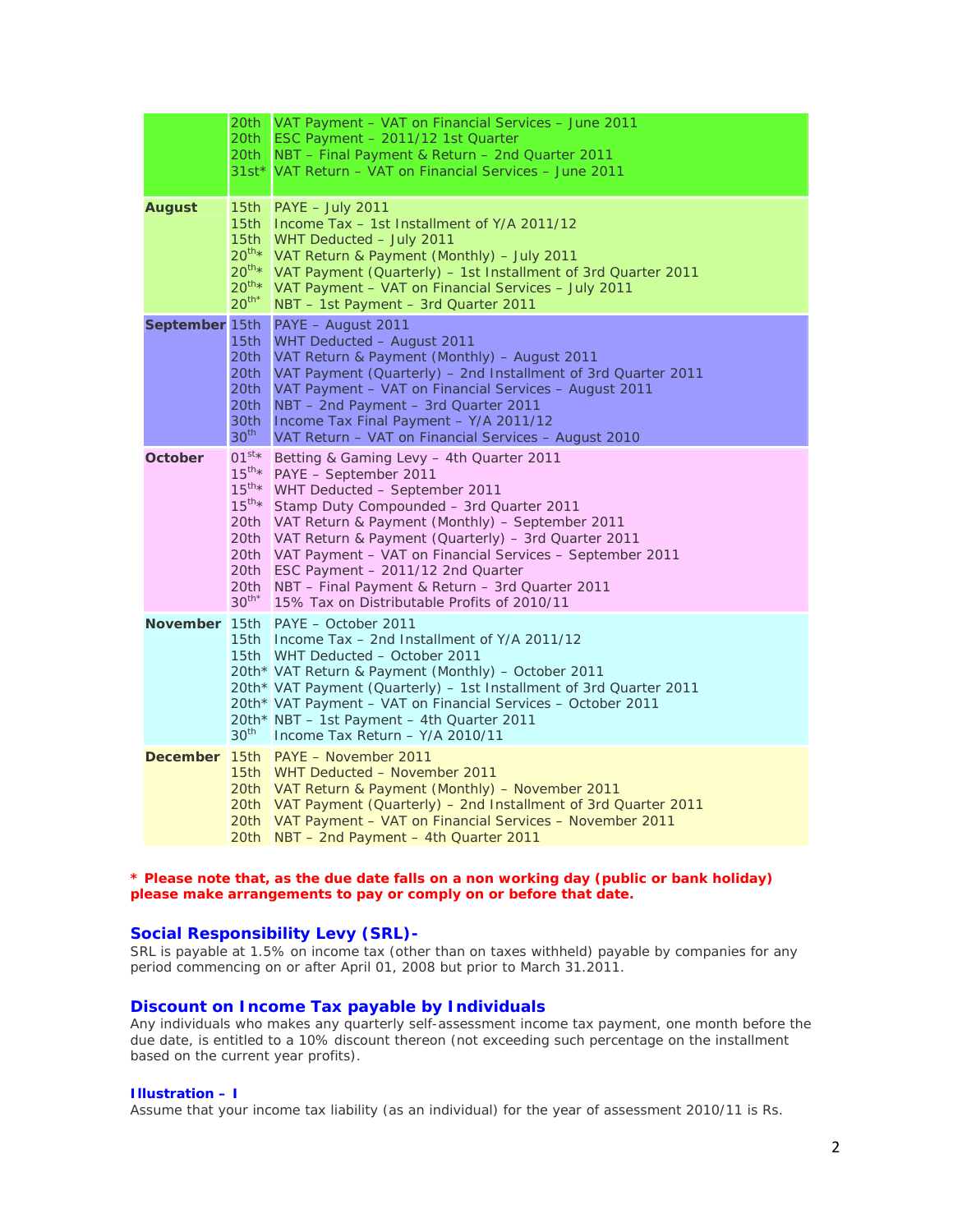| Month | Date | Description |
|---|---|---|
| | 20th | VAT Payment – VAT on Financial Services – June 2011 |
| | 20th | ESC Payment – 2011/12 1st Quarter |
| | 20th | NBT – Final Payment & Return – 2nd Quarter 2011 |
| | 31st* | VAT Return – VAT on Financial Services – June 2011 |
| **August** | 15th | PAYE – July 2011 |
| | 15th | Income Tax – 1st Installment of Y/A 2011/12 |
| | 15th | WHT Deducted – July 2011 |
| | 20th* | VAT Return & Payment (Monthly) – July 2011 |
| | 20th* | VAT Payment (Quarterly) – 1st Installment of 3rd Quarter 2011 |
| | 20th* | VAT Payment – VAT on Financial Services – July 2011 |
| | 20th* | NBT – 1st Payment – 3rd Quarter 2011 |
| **September** | 15th | PAYE – August 2011 |
| | 15th | WHT Deducted – August 2011 |
| | 20th | VAT Return & Payment (Monthly) – August 2011 |
| | 20th | VAT Payment (Quarterly) – 2nd Installment of 3rd Quarter 2011 |
| | 20th | VAT Payment – VAT on Financial Services – August 2011 |
| | 20th | NBT – 2nd Payment – 3rd Quarter 2011 |
| | 30th | Income Tax Final Payment – Y/A 2011/12 |
| | 30th | VAT Return – VAT on Financial Services – August 2010 |
| **October** | 01st* | Betting & Gaming Levy – 4th Quarter 2011 |
| | 15th* | PAYE – September 2011 |
| | 15th* | WHT Deducted – September 2011 |
| | 15th* | Stamp Duty Compounded – 3rd Quarter 2011 |
| | 20th | VAT Return & Payment (Monthly) – September 2011 |
| | 20th | VAT Return & Payment (Quarterly) – 3rd Quarter 2011 |
| | 20th | VAT Payment – VAT on Financial Services – September 2011 |
| | 20th | ESC Payment – 2011/12 2nd Quarter |
| | 20th | NBT – Final Payment & Return – 3rd Quarter 2011 |
| | 30th* | 15% Tax on Distributable Profits of 2010/11 |
| **November** | 15th | PAYE – October 2011 |
| | 15th | Income Tax – 2nd Installment of Y/A 2011/12 |
| | 15th | WHT Deducted – October 2011 |
| | 20th* | VAT Return & Payment (Monthly) – October 2011 |
| | 20th* | VAT Payment (Quarterly) – 1st Installment of 3rd Quarter 2011 |
| | 20th* | VAT Payment – VAT on Financial Services – October 2011 |
| | 20th* | NBT – 1st Payment – 4th Quarter 2011 |
| | 30th | Income Tax Return – Y/A 2010/11 |
| **December** | 15th | PAYE – November 2011 |
| | 15th | WHT Deducted – November 2011 |
| | 20th | VAT Return & Payment (Monthly) – November 2011 |
| | 20th | VAT Payment (Quarterly) – 2nd Installment of 3rd Quarter 2011 |
| | 20th | VAT Payment – VAT on Financial Services – November 2011 |
| | 20th | NBT – 2nd Payment – 4th Quarter 2011 |

**\* Please note that, as the due date falls on a non working day (public or bank holiday) please make arrangements to pay or comply on or before that date.**

## Social Responsibility Levy (SRL)-

SRL is payable at 1.5% on income tax (other than on taxes withheld) payable by companies for any period commencing on or after April 01, 2008 but prior to March 31.2011.

## Discount on Income Tax payable by Individuals

Any individuals who makes any quarterly self-assessment income tax payment, one month before the due date, is entitled to a 10% discount thereon (not exceeding such percentage on the installment based on the current year profits).

### Illustration – I

Assume that your income tax liability (as an individual) for the year of assessment 2010/11 is Rs.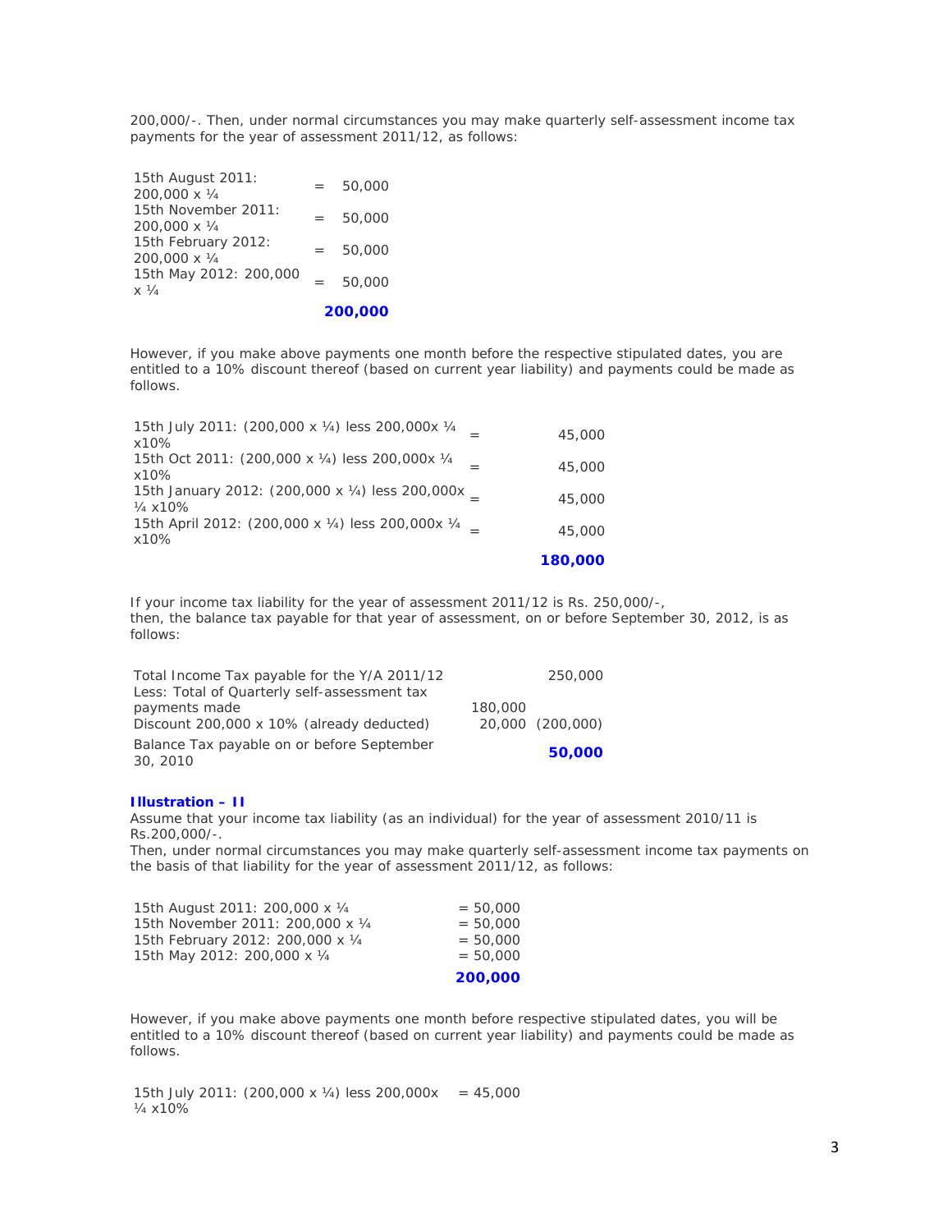200,000/-. Then, under normal circumstances you may make quarterly self-assessment income tax payments for the year of assessment 2011/12, as follows:

| | | |
|---|---|---|
| 15th August 2011: 200,000 x ¼ | = | 50,000 |
| 15th November 2011: 200,000 x ¼ | = | 50,000 |
| 15th February 2012: 200,000 x ¼ | = | 50,000 |
| 15th May 2012: 200,000 x ¼ | = | 50,000 |
| | | **200,000** |

However, if you make above payments one month before the respective stipulated dates, you are entitled to a 10% discount thereof (based on current year liability) and payments could be made as follows.

| | | |
|---|---|---|
| 15th July 2011: (200,000 x ¼) less 200,000x ¼ x10% | = | 45,000 |
| 15th Oct 2011: (200,000 x ¼) less 200,000x ¼ x10% | = | 45,000 |
| 15th January 2012: (200,000 x ¼) less 200,000x ¼ x10% | = | 45,000 |
| 15th April 2012: (200,000 x ¼) less 200,000x ¼ x10% | = | 45,000 |
| | | **180,000** |

If your income tax liability for the year of assessment 2011/12 is Rs. 250,000/-,
then, the balance tax payable for that year of assessment, on or before September 30, 2012, is as follows:

| | | |
|---|---|---|
| Total Income Tax payable for the Y/A 2011/12 | | 250,000 |
| Less: Total of Quarterly self-assessment tax payments made | 180,000 | |
| Discount 200,000 x 10% (already deducted) | 20,000 | (200,000) |
| Balance Tax payable on or before September 30, 2010 | | **50,000** |

**Illustration – II**

Assume that your income tax liability (as an individual) for the year of assessment 2010/11 is Rs.200,000/-.
Then, under normal circumstances you may make quarterly self-assessment income tax payments on the basis of that liability for the year of assessment 2011/12, as follows:

| | |
|---|---|
| 15th August 2011: 200,000 x ¼ | = 50,000 |
| 15th November 2011: 200,000 x ¼ | = 50,000 |
| 15th February 2012: 200,000 x ¼ | = 50,000 |
| 15th May 2012: 200,000 x ¼ | = 50,000 |
| | **200,000** |

However, if you make above payments one month before respective stipulated dates, you will be entitled to a 10% discount thereof (based on current year liability) and payments could be made as follows.

| | |
|---|---|
| 15th July 2011: (200,000 x ¼) less 200,000x ¼ x10% | = 45,000 |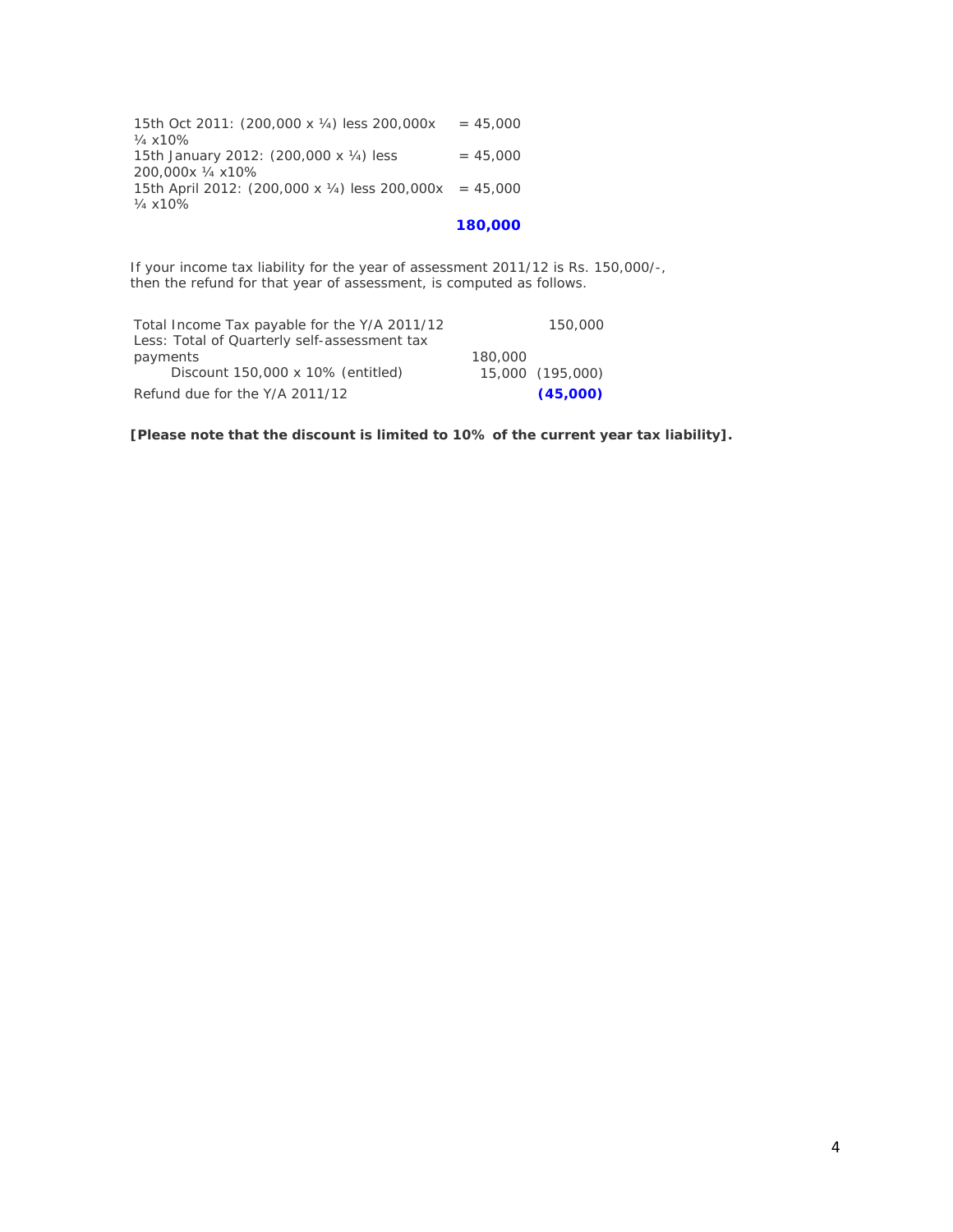| | |
|---|---|
| 15th Oct 2011: (200,000 x ¼) less 200,000x ¼ x10% | = 45,000 |
| 15th January 2012: (200,000 x ¼) less 200,000x ¼ x10% | = 45,000 |
| 15th April 2012: (200,000 x ¼) less 200,000x ¼ x10% | = 45,000 |
| | **180,000** |

If your income tax liability for the year of assessment 2011/12 is Rs. 150,000/-, then the refund for that year of assessment, is computed as follows.

| | | |
|---|---|---|
| Total Income Tax payable for the Y/A 2011/12 | | 150,000 |
| Less: Total of Quarterly self-assessment tax payments | 180,000 | |
| Discount 150,000 x 10% (entitled) | 15,000 | (195,000) |
| Refund due for the Y/A 2011/12 | | **(45,000)** |

**[Please note that the discount is limited to 10% of the current year tax liability].**